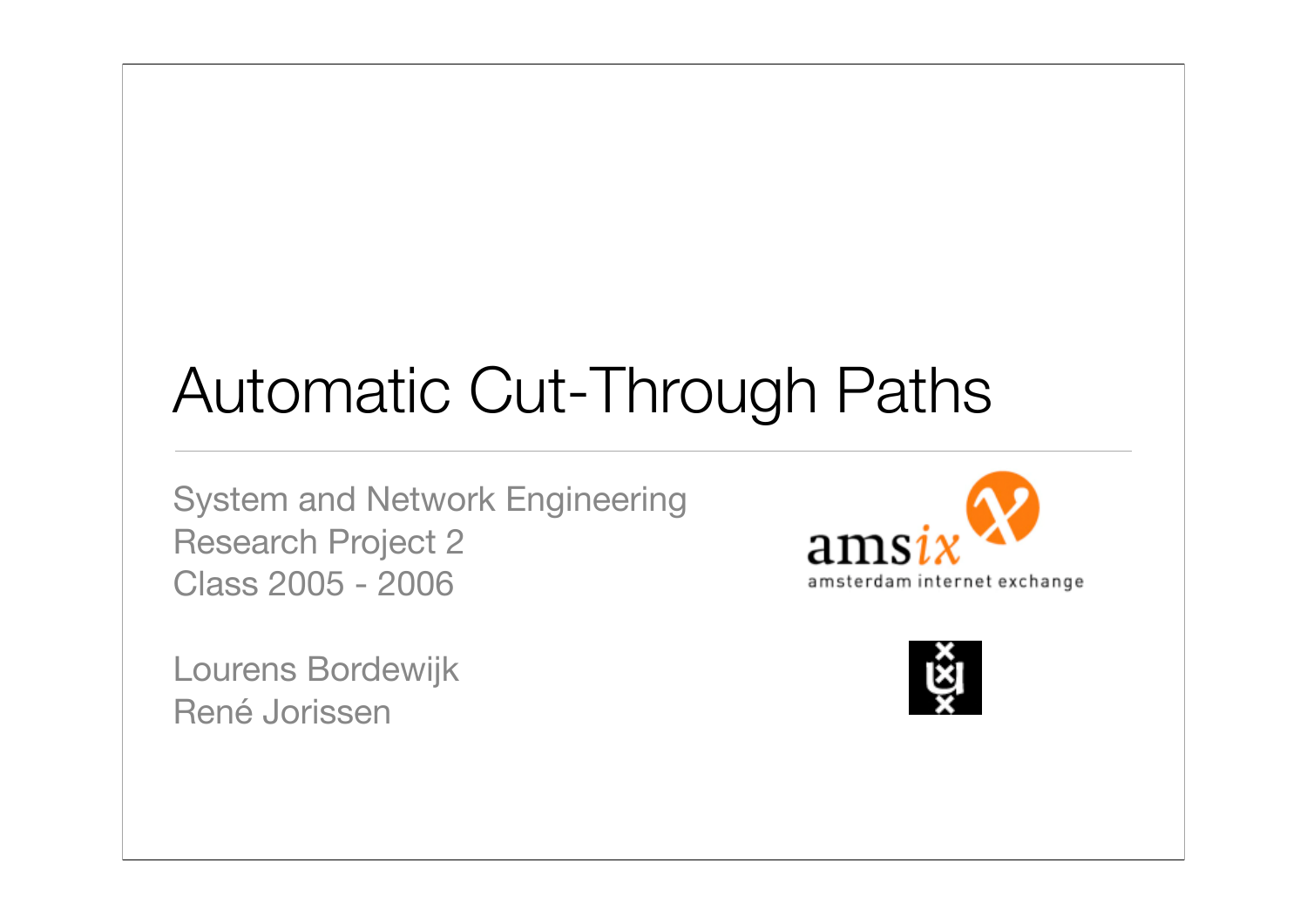# Automatic Cut-Through Paths

System and Network Engineering
Research Project 2
Class 2005 - 2006

Lourens Bordewijk
René Jorissen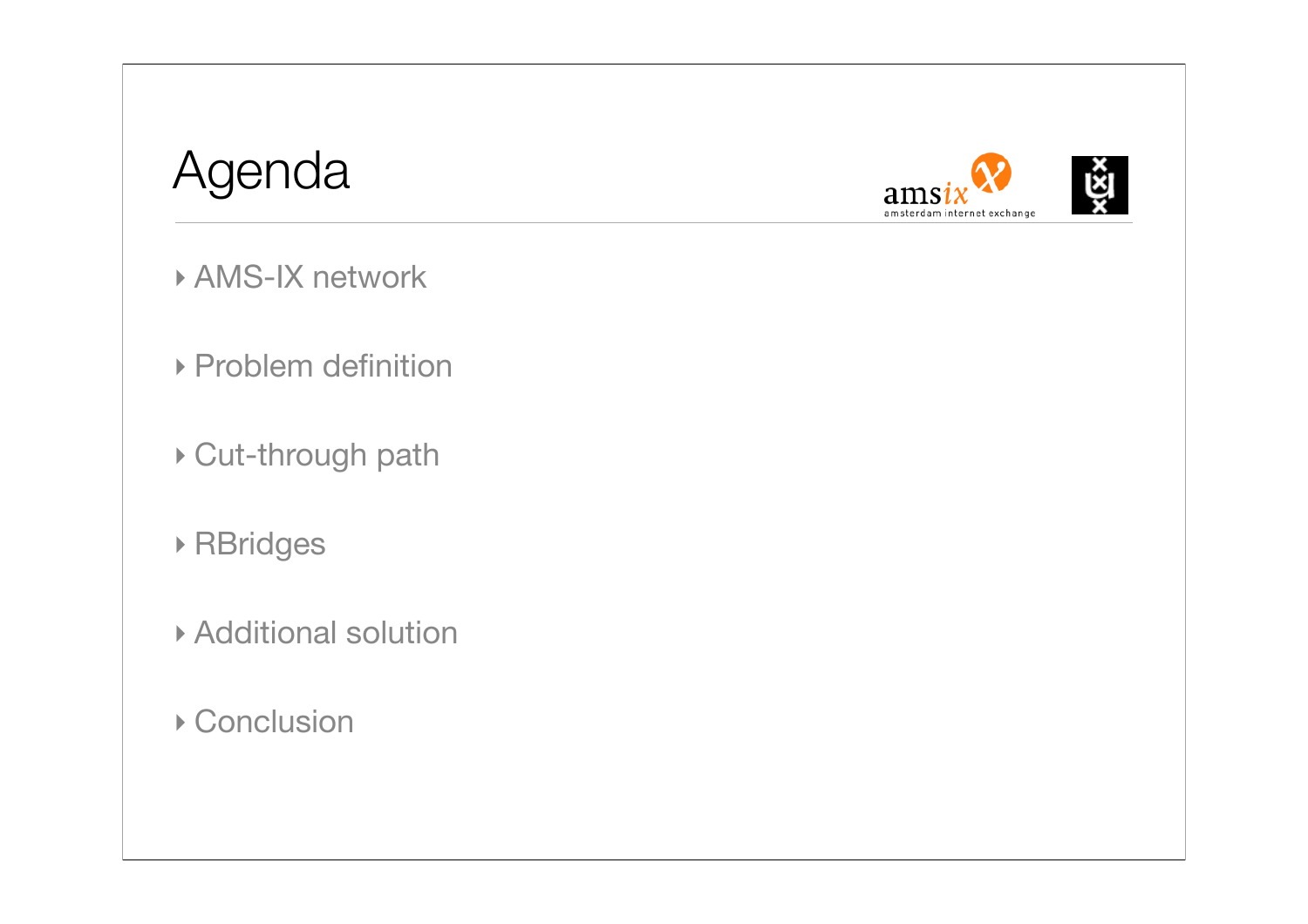# Agenda

- AMS-IX network
- Problem definition
- Cut-through path
- RBridges
- Additional solution
- Conclusion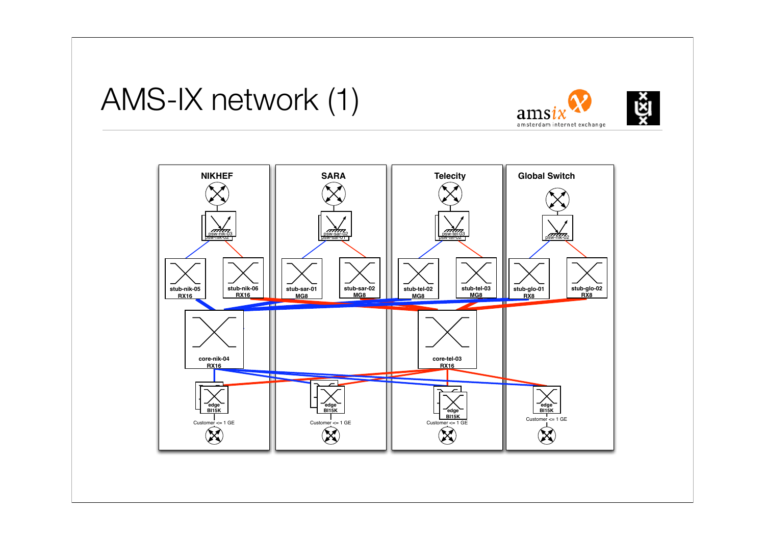# AMS-IX network (1)

amsix
amsterdam internet exchange

NIKHEF

psw-nik-03
psw-nik-02

stub-nik-05
RX16

stub-nik-06
RX16

core-nik-04
RX16

edge
BI15K

Customer <= 1 GE

SARA

psw-sar-02
psw-sar-01

stub-sar-01
MG8

stub-sar-02
MG8

edge
BI15K

Customer <= 1 GE

Telecity

psw-tel-03
psw-tel-02

stub-tel-02
MG8

stub-tel-03
MG8

core-tel-03
RX16

edge
BI15K

Customer <= 1 GE

Global Switch

psw-nik-02

stub-glo-01
RX8

stub-glo-02
RX8

edge
BI15K

Customer <= 1 GE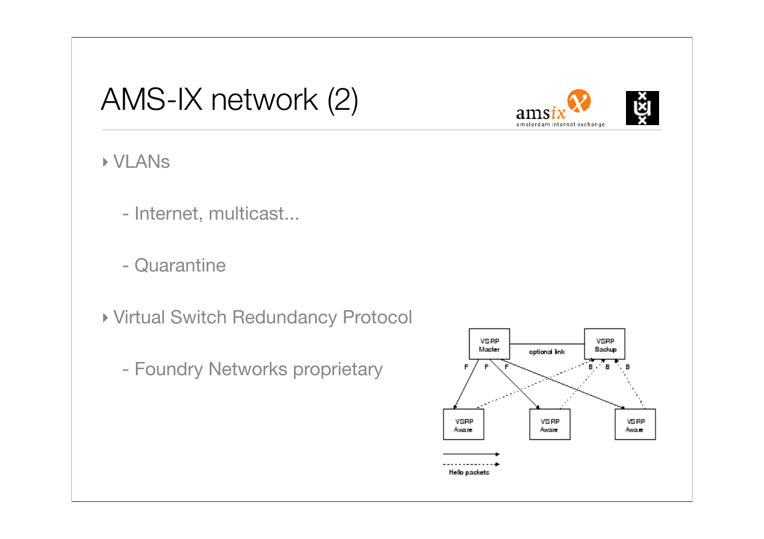# AMS-IX network (2)

- VLANs
  - Internet, multicast...
  - Quarantine
- Virtual Switch Redundancy Protocol
  - Foundry Networks proprietary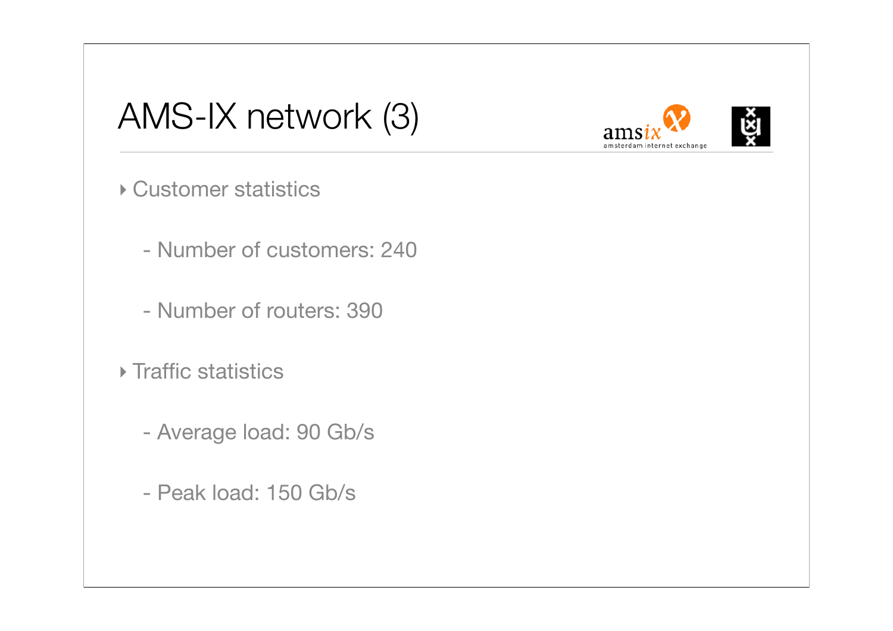# AMS-IX network (3)

- Customer statistics
  - Number of customers: 240
  - Number of routers: 390
- Traffic statistics
  - Average load: 90 Gb/s
  - Peak load: 150 Gb/s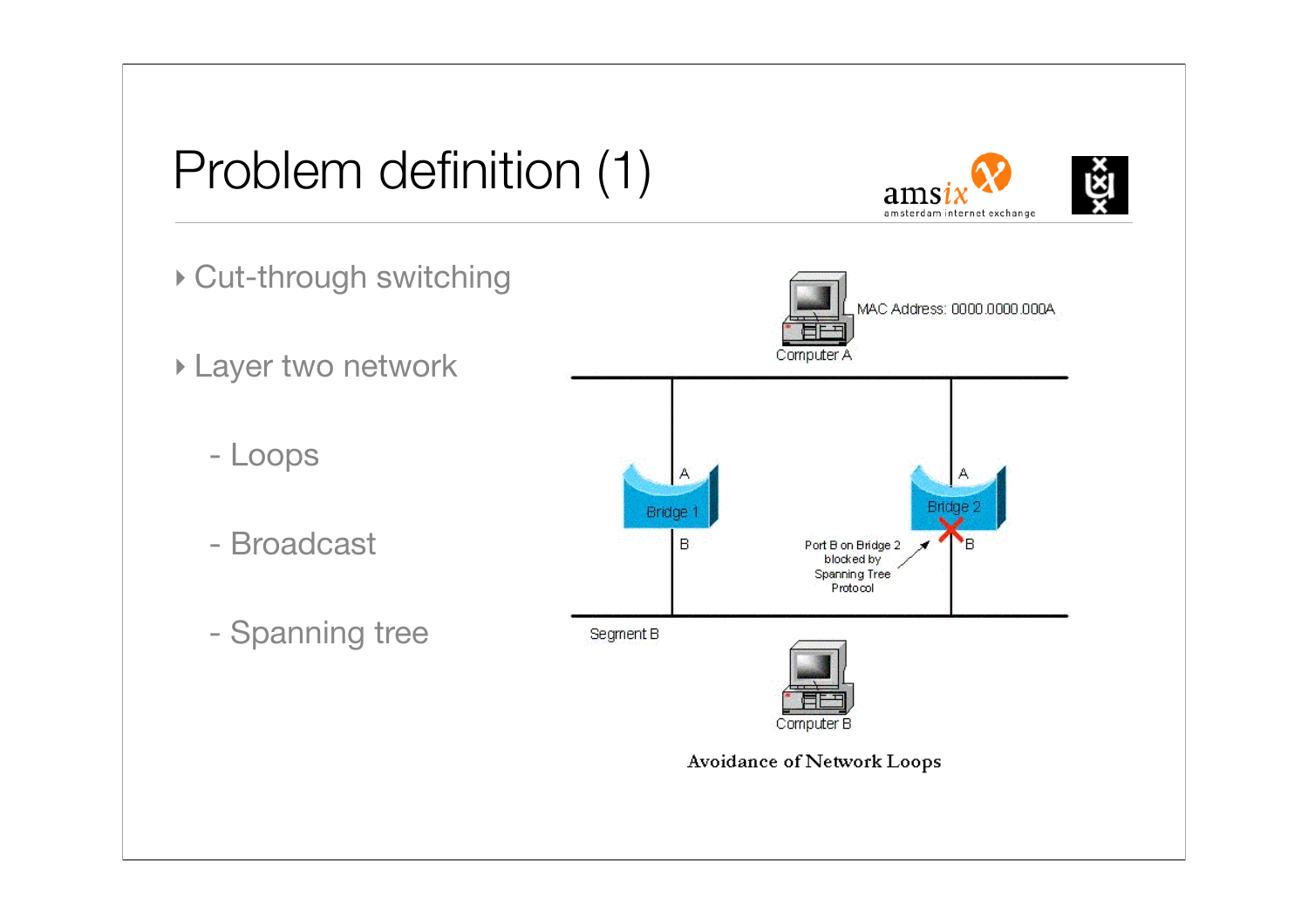# Problem definition (1)

- Cut-through switching
- Layer two network
  - Loops
  - Broadcast
  - Spanning tree

Avoidance of Network Loops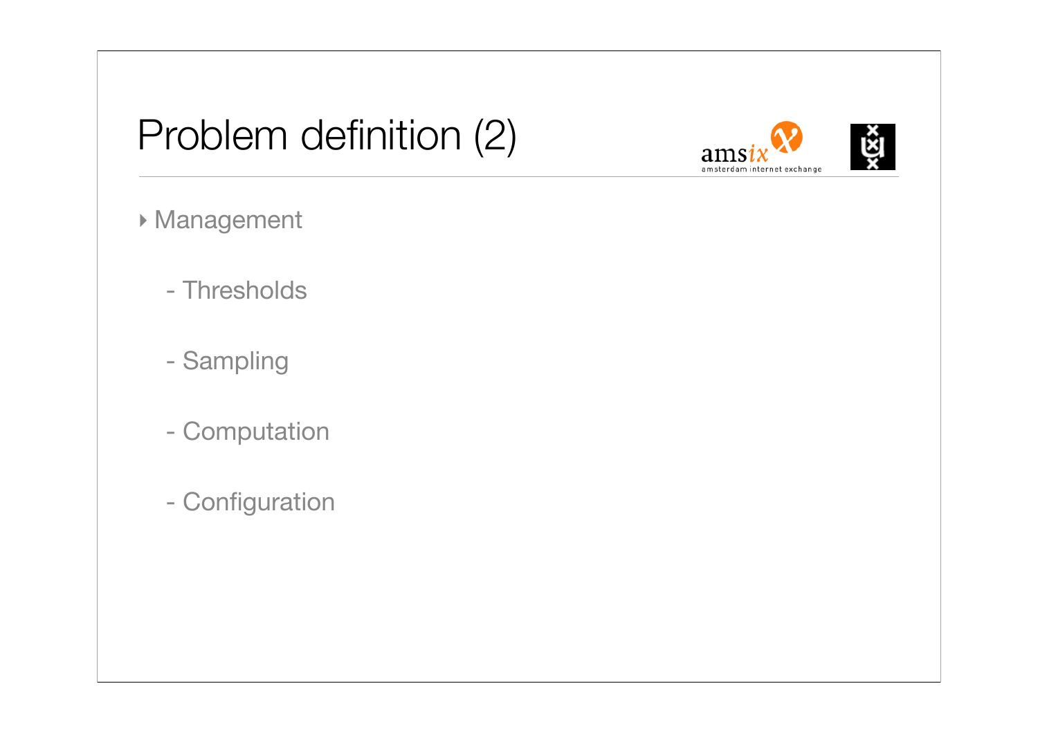# Problem definition (2)

- Management
  - Thresholds
  - Sampling
  - Computation
  - Configuration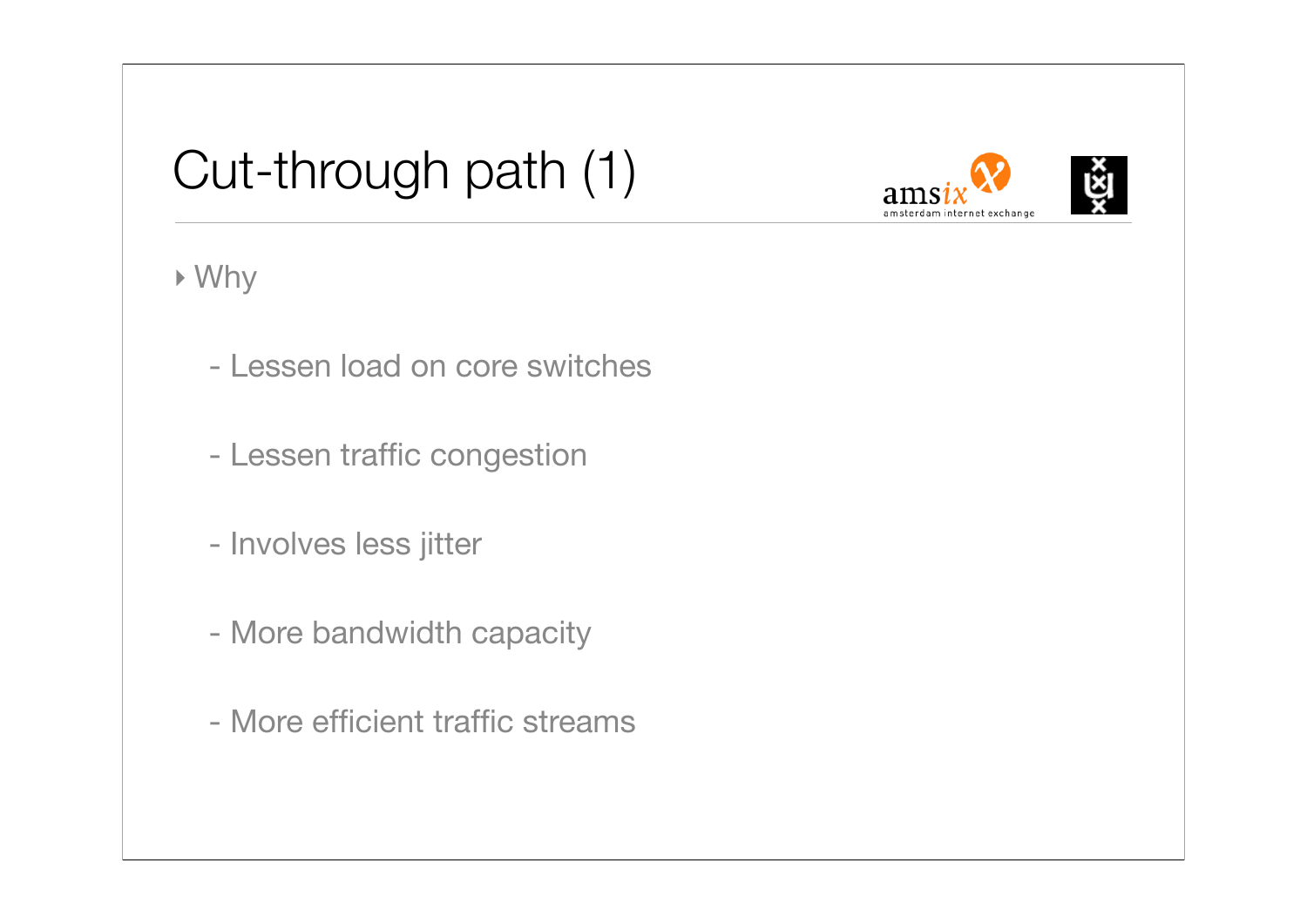# Cut-through path (1)

- Why
  - Lessen load on core switches
  - Lessen traffic congestion
  - Involves less jitter
  - More bandwidth capacity
  - More efficient traffic streams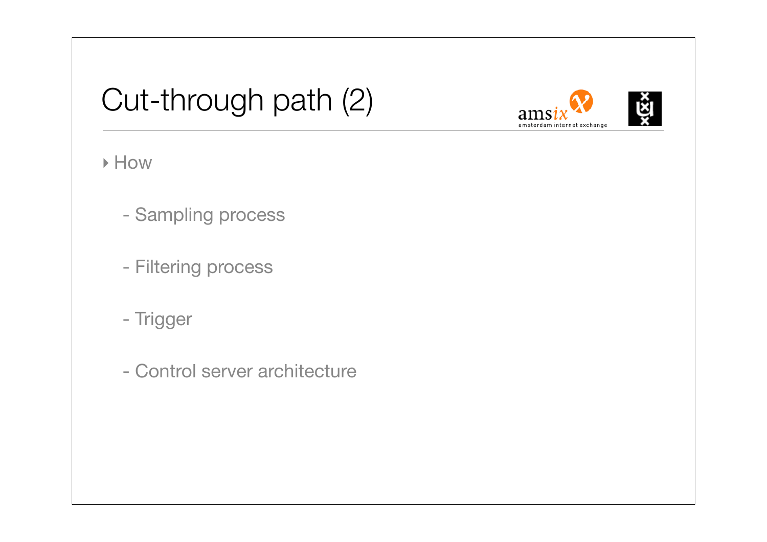# Cut-through path (2)

- How
  - Sampling process
  - Filtering process
  - Trigger
  - Control server architecture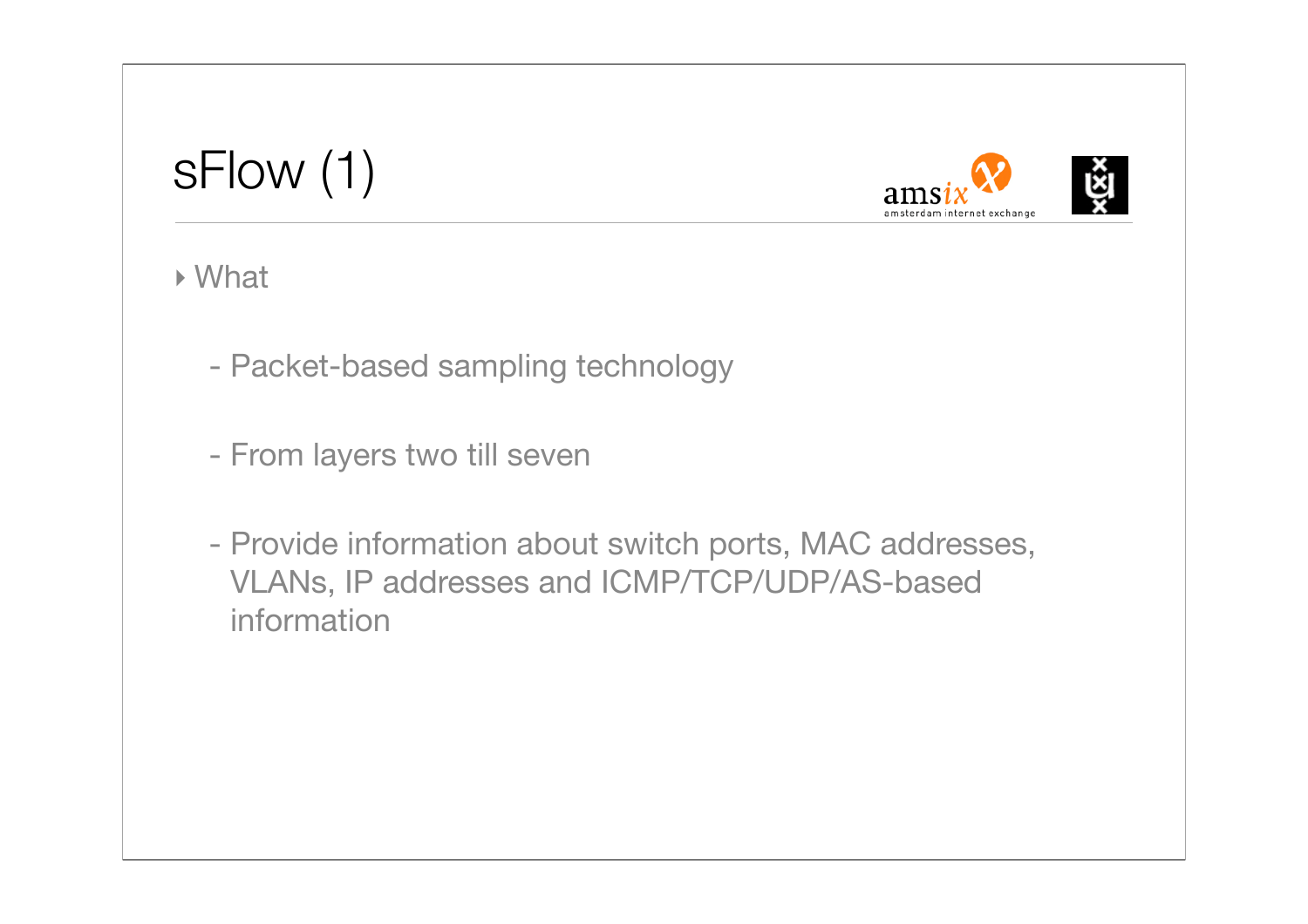# sFlow (1)

- What
  - Packet-based sampling technology
  - From layers two till seven
  - Provide information about switch ports, MAC addresses, VLANs, IP addresses and ICMP/TCP/UDP/AS-based information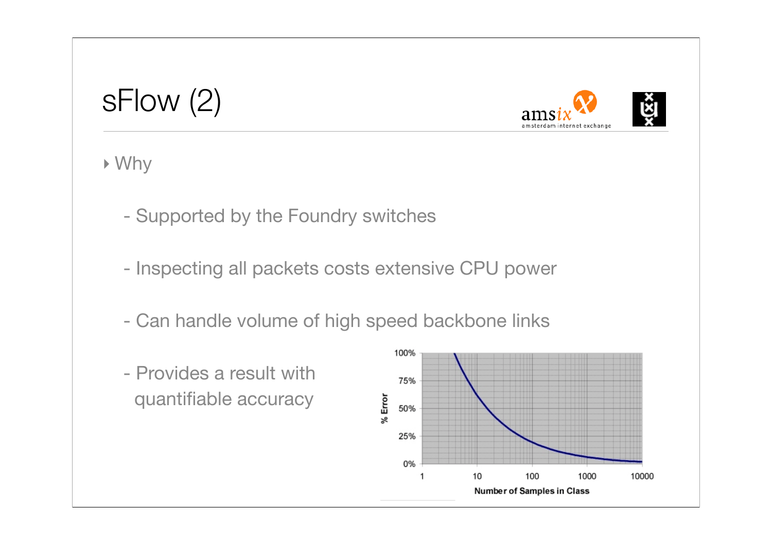# sFlow (2)

- Why
  - Supported by the Foundry switches
  - Inspecting all packets costs extensive CPU power
  - Can handle volume of high speed backbone links
  - Provides a result with quantifiable accuracy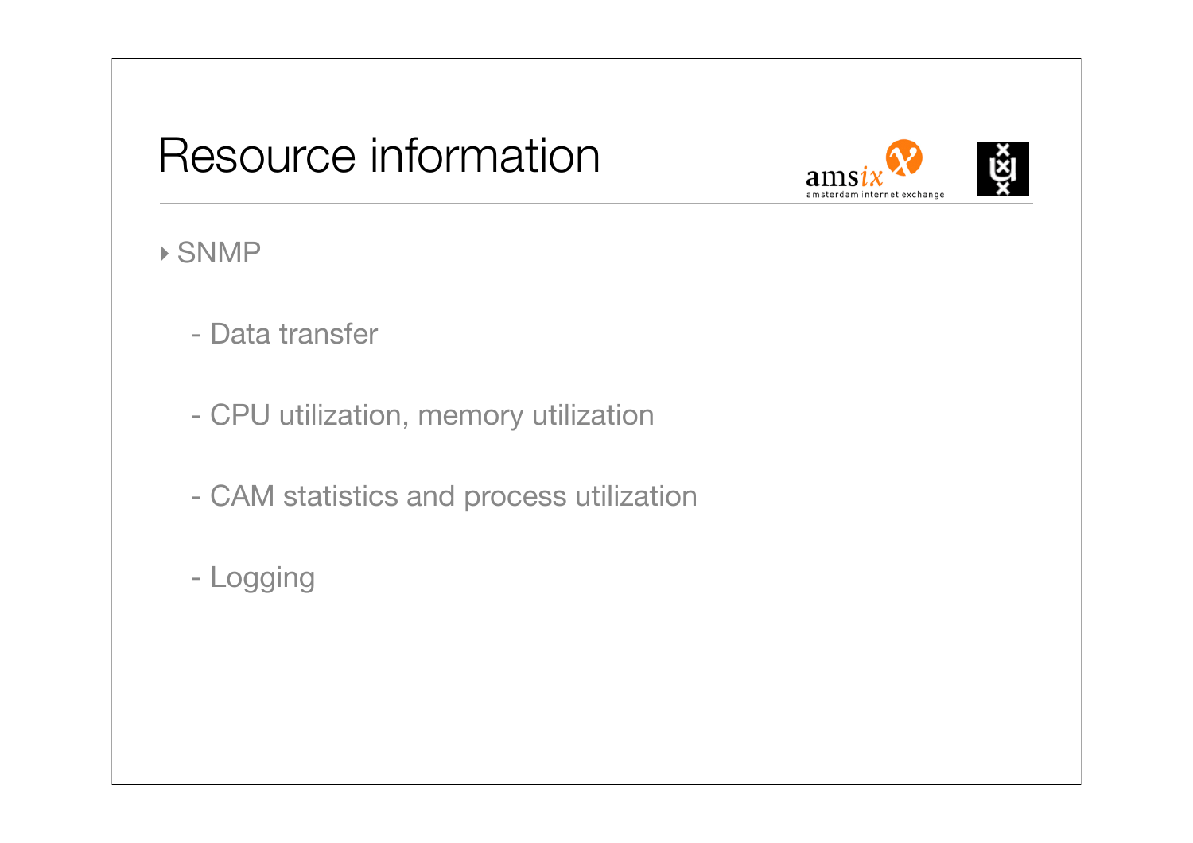# Resource information

- SNMP
  - Data transfer
  - CPU utilization, memory utilization
  - CAM statistics and process utilization
  - Logging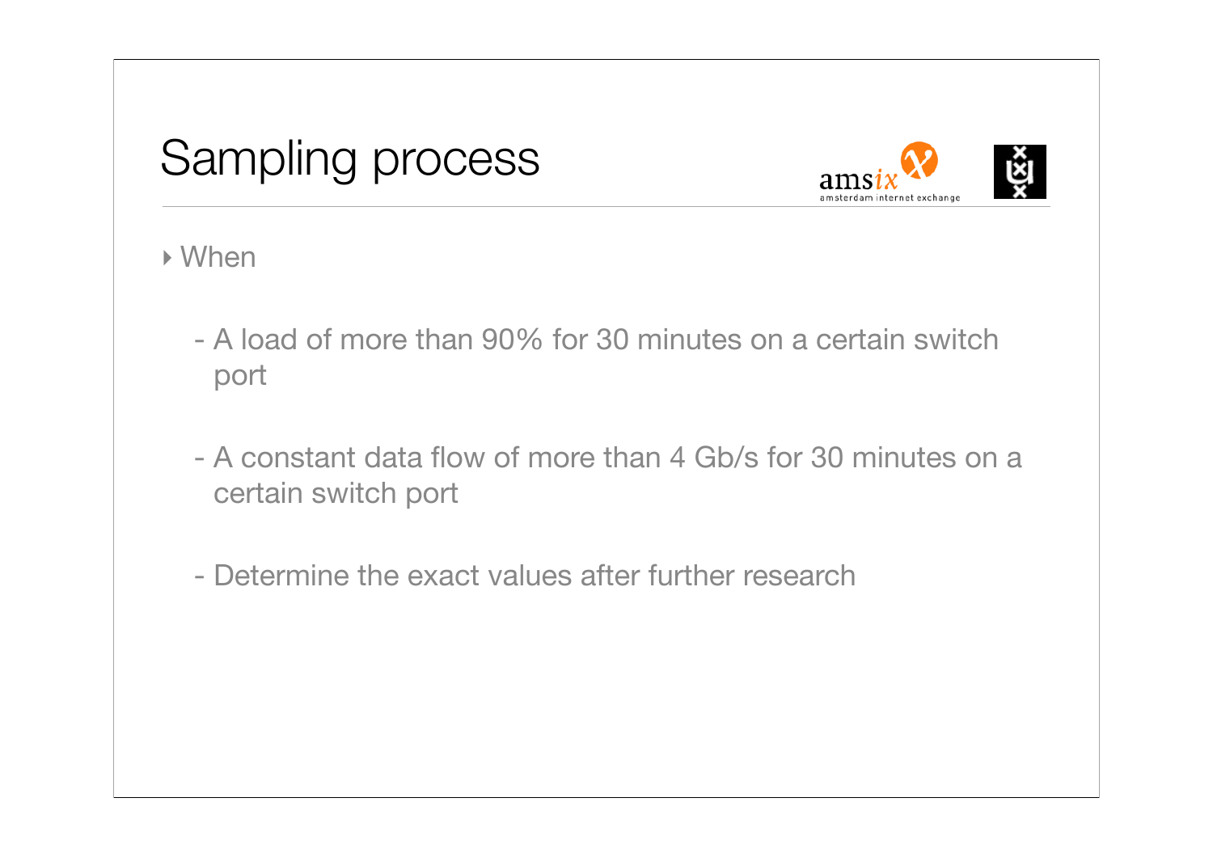# Sampling process

- When
  - A load of more than 90% for 30 minutes on a certain switch port
  - A constant data flow of more than 4 Gb/s for 30 minutes on a certain switch port
  - Determine the exact values after further research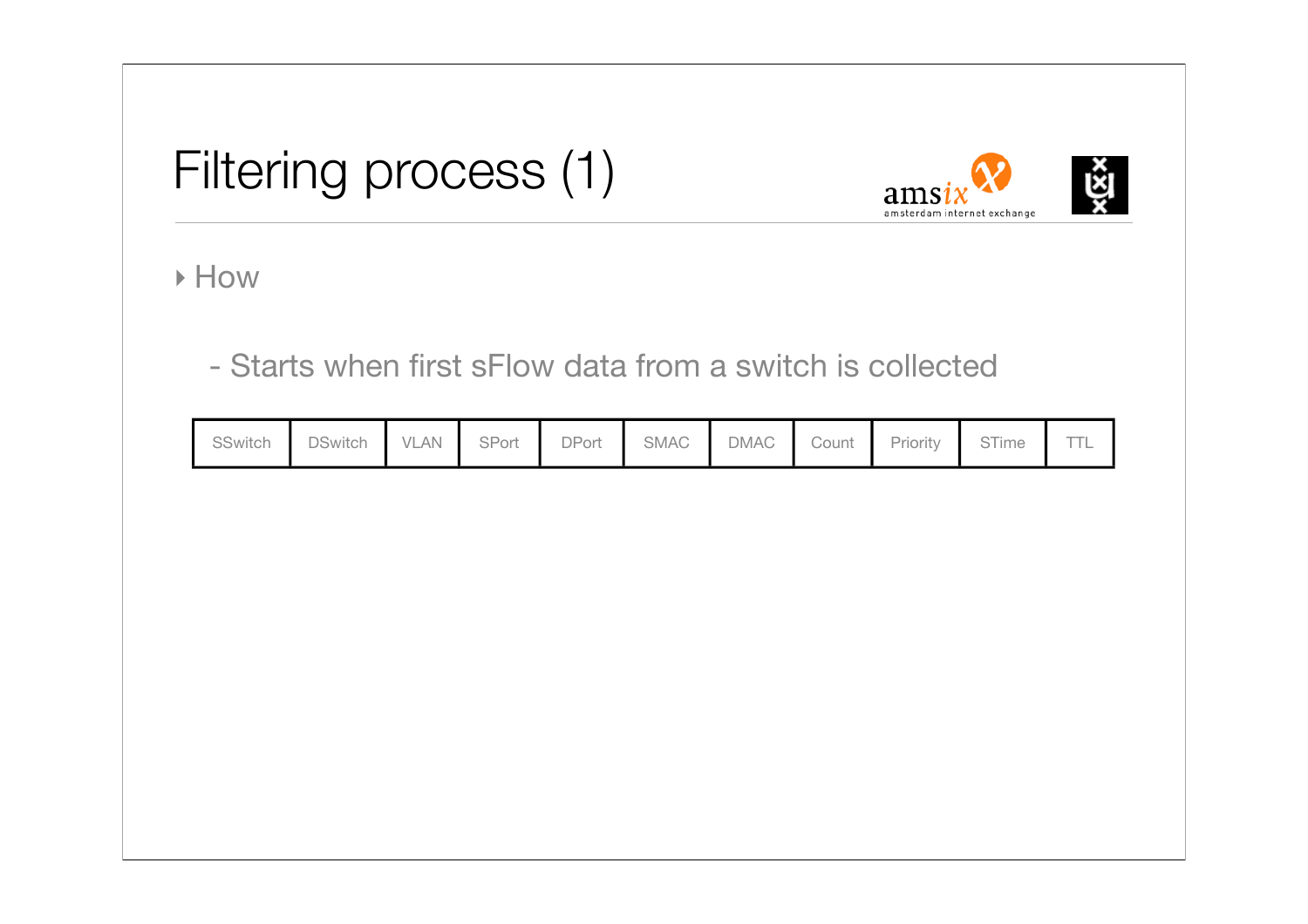# Filtering process (1)

- How
  - Starts when first sFlow data from a switch is collected

| SSwitch | DSwitch | VLAN | SPort | DPort | SMAC | DMAC | Count | Priority | STime | TTL |
|---|---|---|---|---|---|---|---|---|---|---|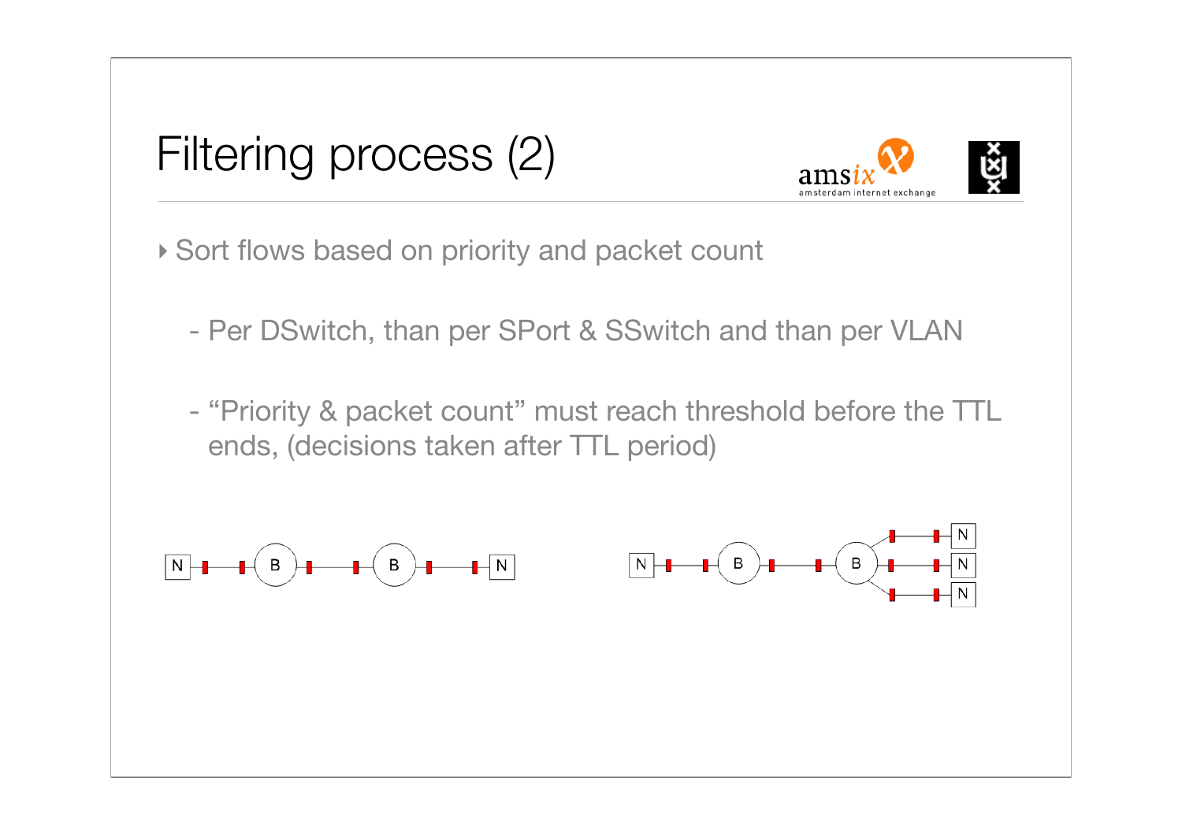# Filtering process (2)

- Sort flows based on priority and packet count
  - Per DSwitch, than per SPort & SSwitch and than per VLAN
  - “Priority & packet count” must reach threshold before the TTL ends, (decisions taken after TTL period)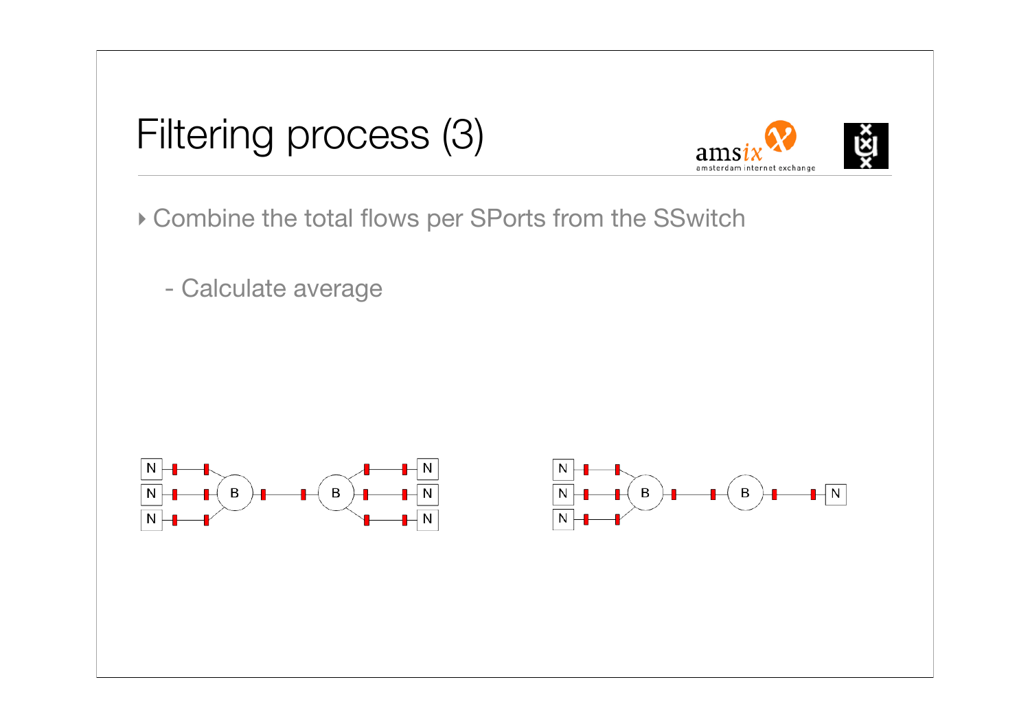# Filtering process (3)

- Combine the total flows per SPorts from the SSwitch
  - Calculate average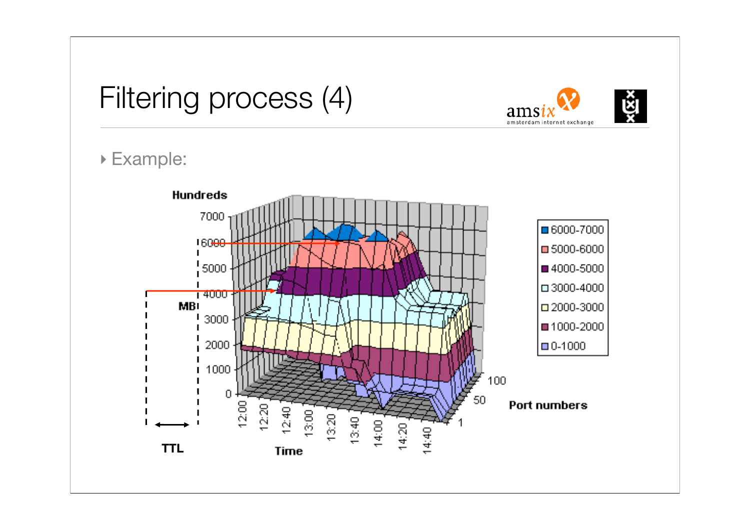# Filtering process (4)

- Example: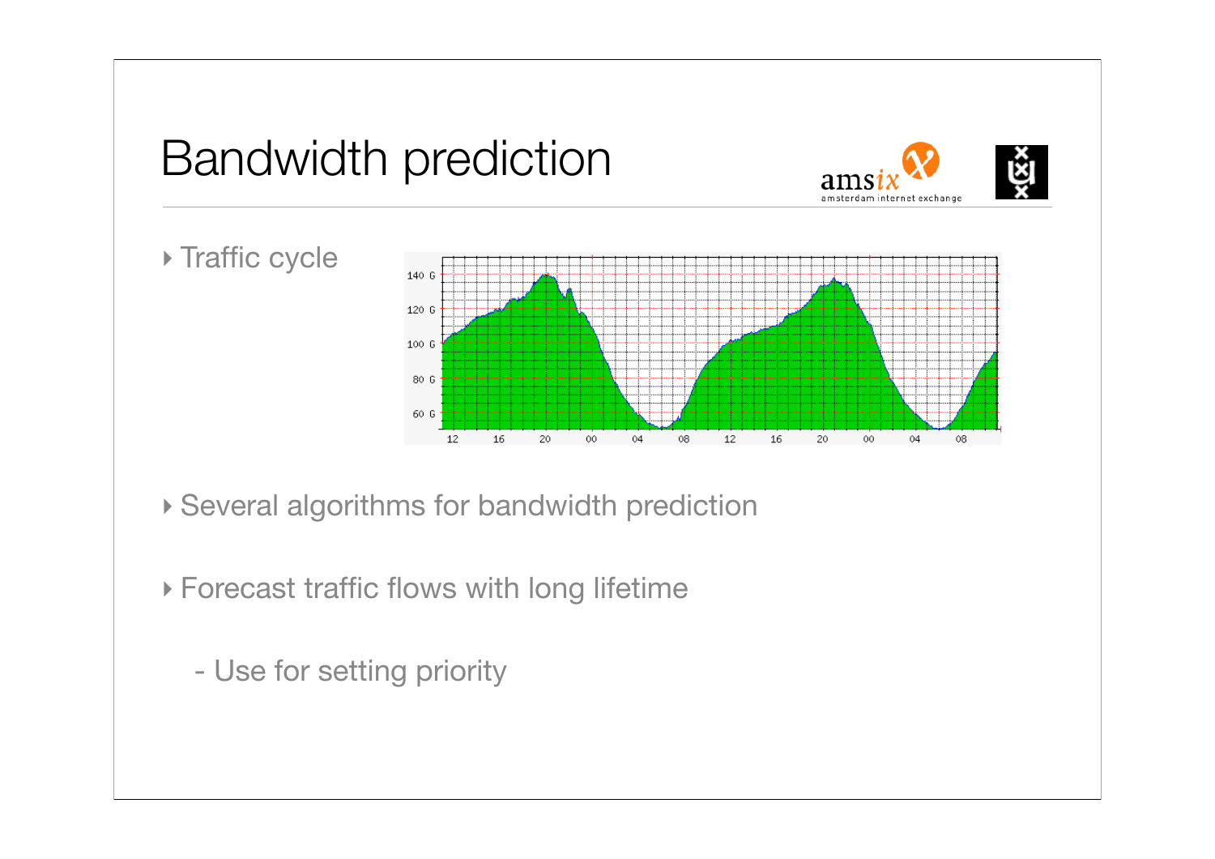# Bandwidth prediction

- Traffic cycle
- Several algorithms for bandwidth prediction
- Forecast traffic flows with long lifetime
  - Use for setting priority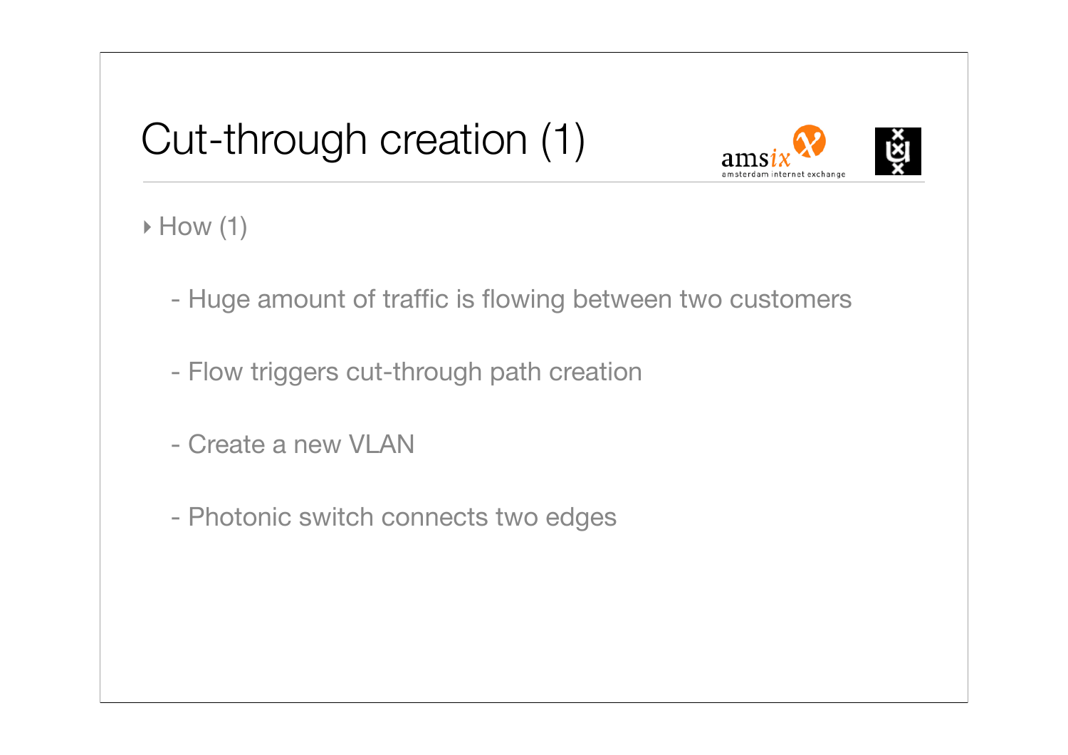# Cut-through creation (1)

- How (1)
  - Huge amount of traffic is flowing between two customers
  - Flow triggers cut-through path creation
  - Create a new VLAN
  - Photonic switch connects two edges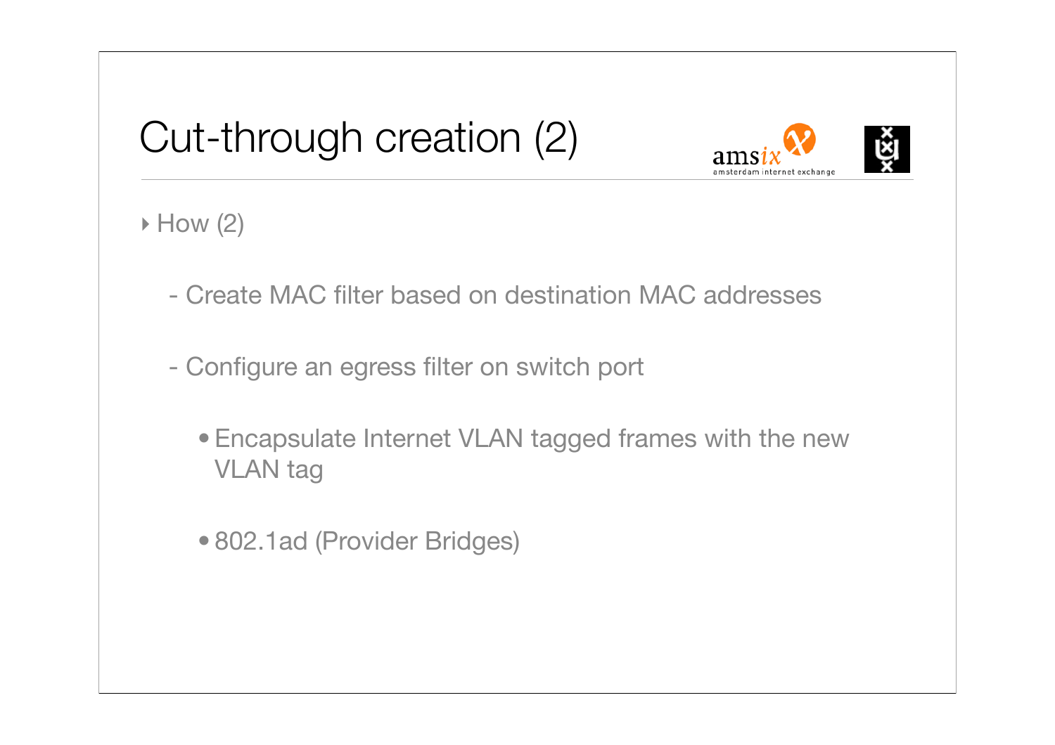# Cut-through creation (2)

- How (2)
  - Create MAC filter based on destination MAC addresses
  - Configure an egress filter on switch port
    - Encapsulate Internet VLAN tagged frames with the new VLAN tag
    - 802.1ad (Provider Bridges)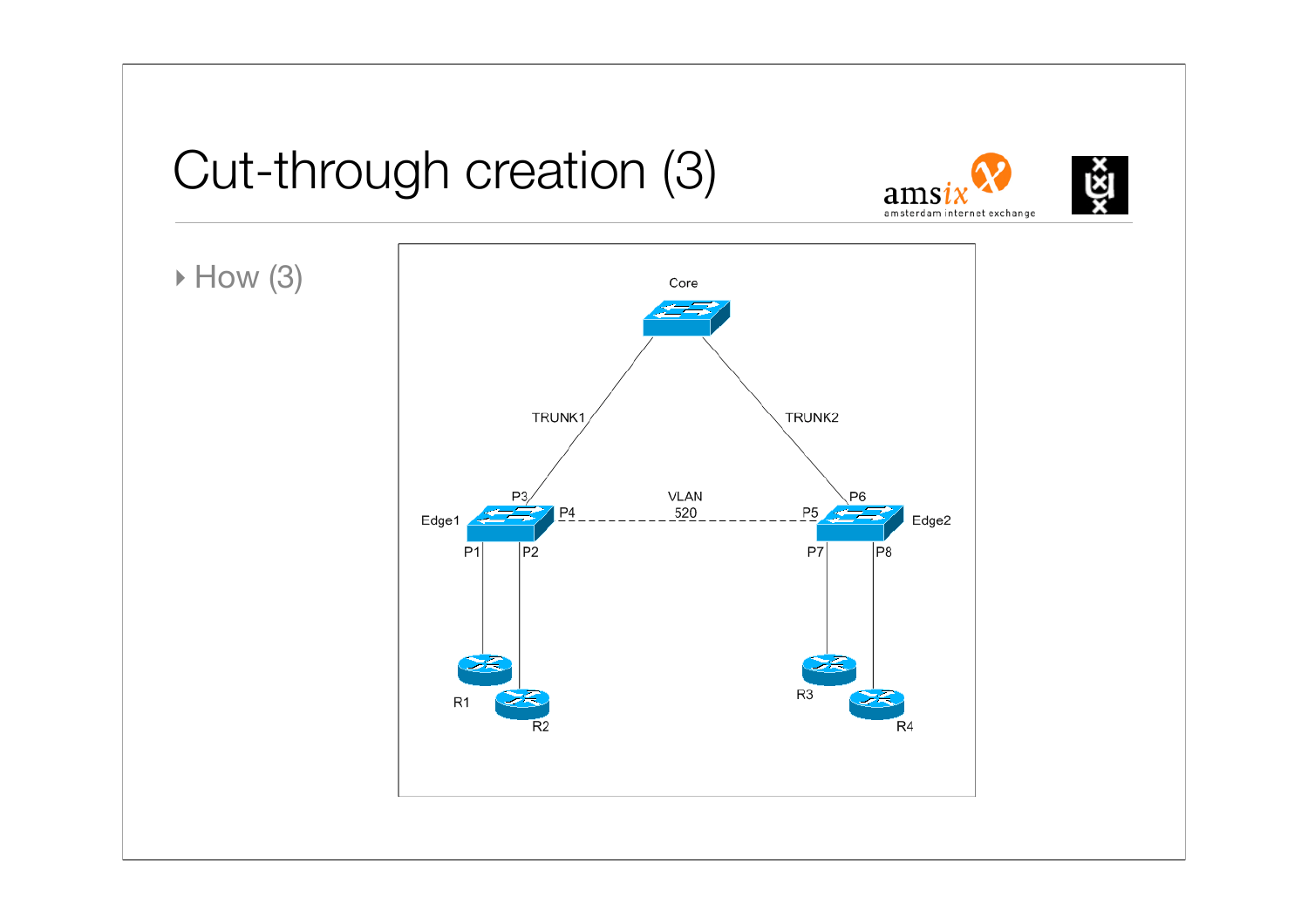# Cut-through creation (3)

- How (3)

Core

TRUNK1 TRUNK2

P3 P4 VLAN 520 P5 P6

Edge1 Edge2

P1 P2 P7 P8

R1 R2 R3 R4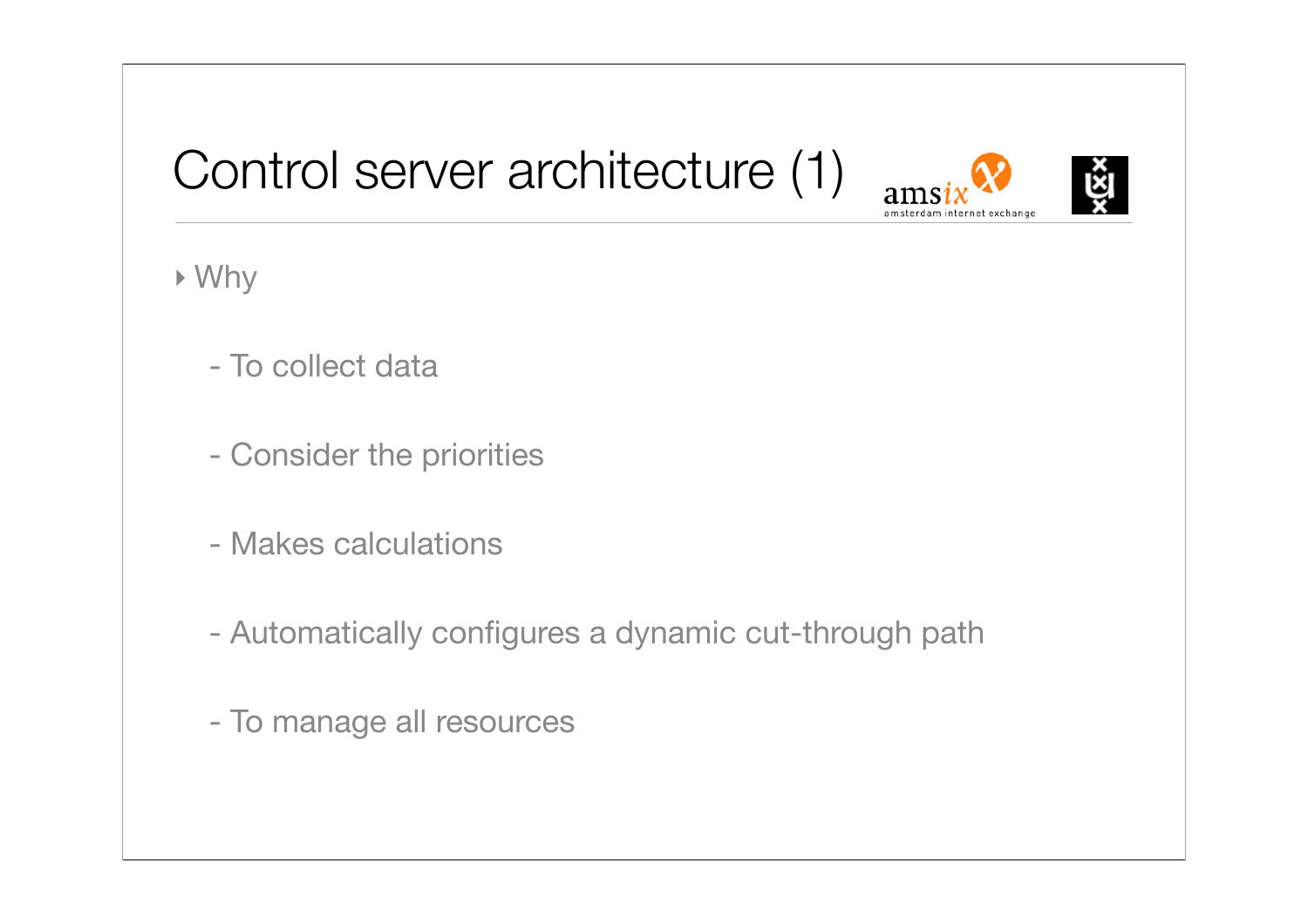# Control server architecture (1)

- Why
  - To collect data
  - Consider the priorities
  - Makes calculations
  - Automatically configures a dynamic cut-through path
  - To manage all resources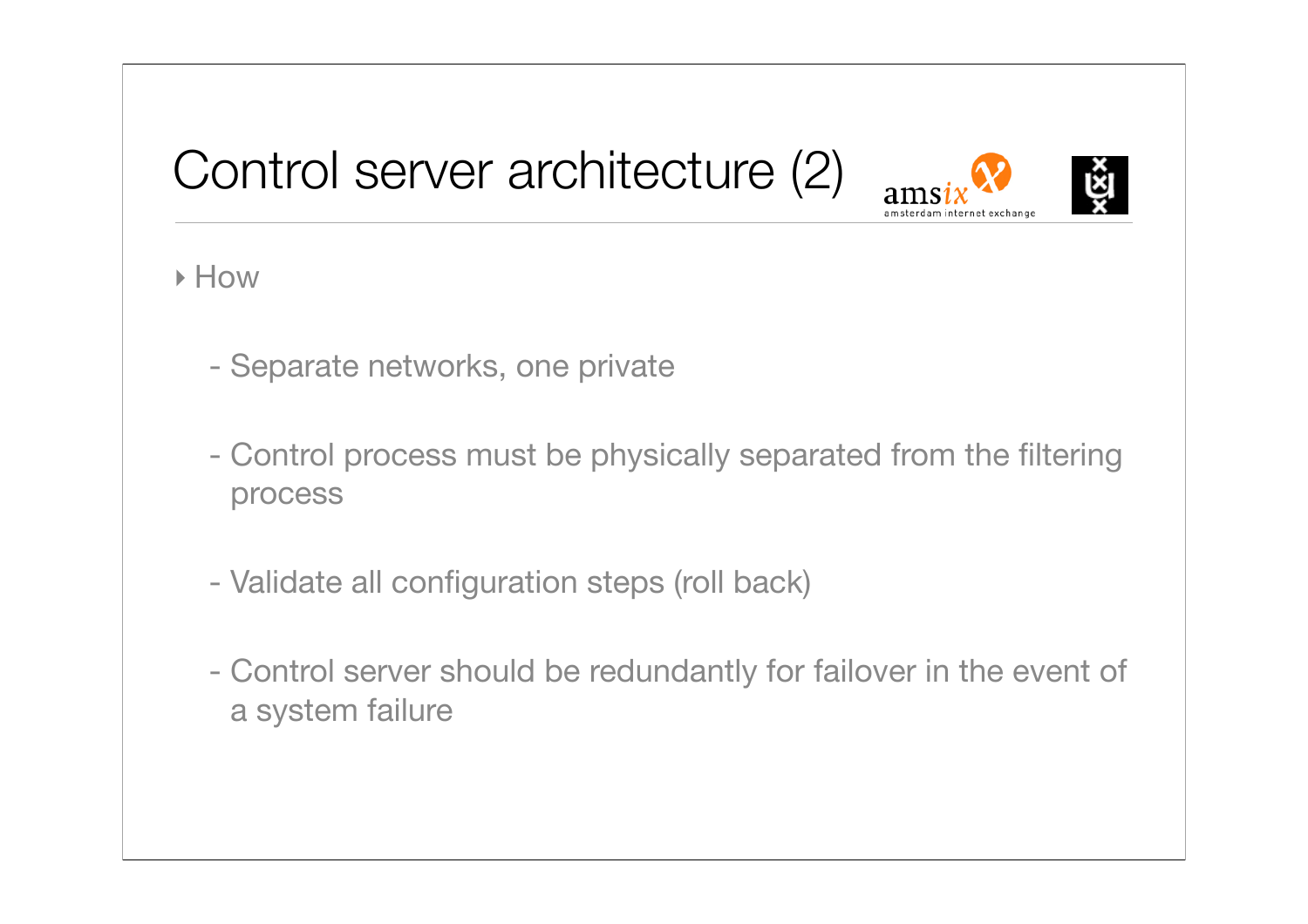# Control server architecture (2)

- How
  - Separate networks, one private
  - Control process must be physically separated from the filtering process
  - Validate all configuration steps (roll back)
  - Control server should be redundantly for failover in the event of a system failure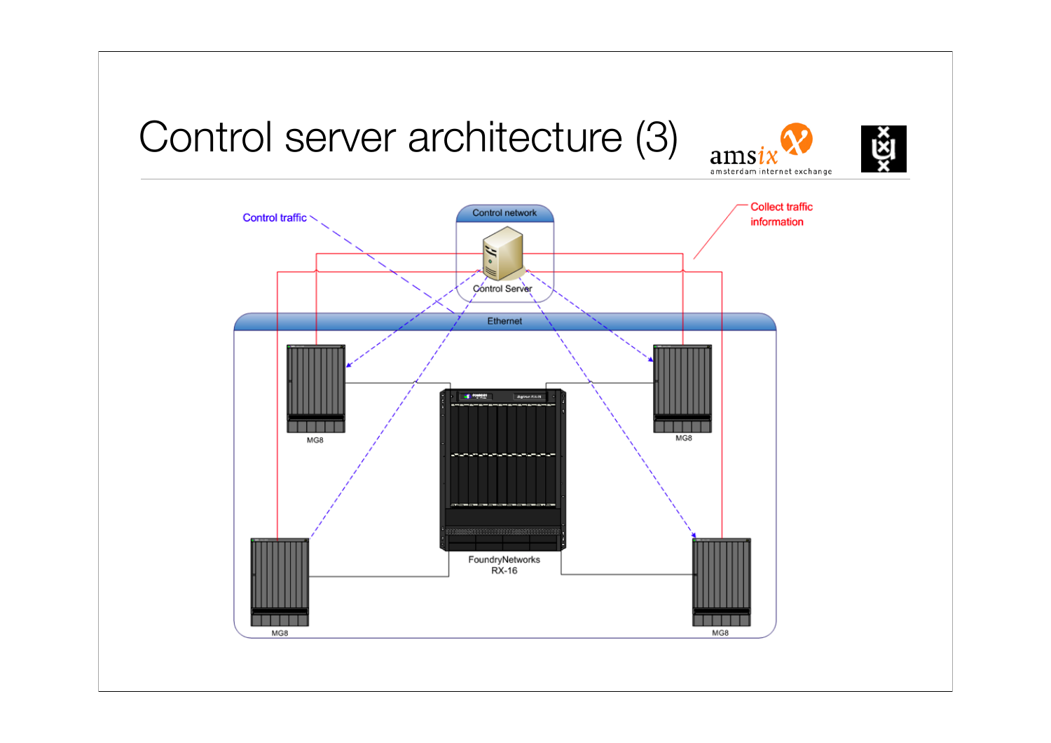# Control server architecture (3)

amsix amsterdam internet exchange

Control traffic

Control network

Control Server

Collect traffic information

Ethernet

MG8

MG8

FoundryNetworks RX-16

MG8

MG8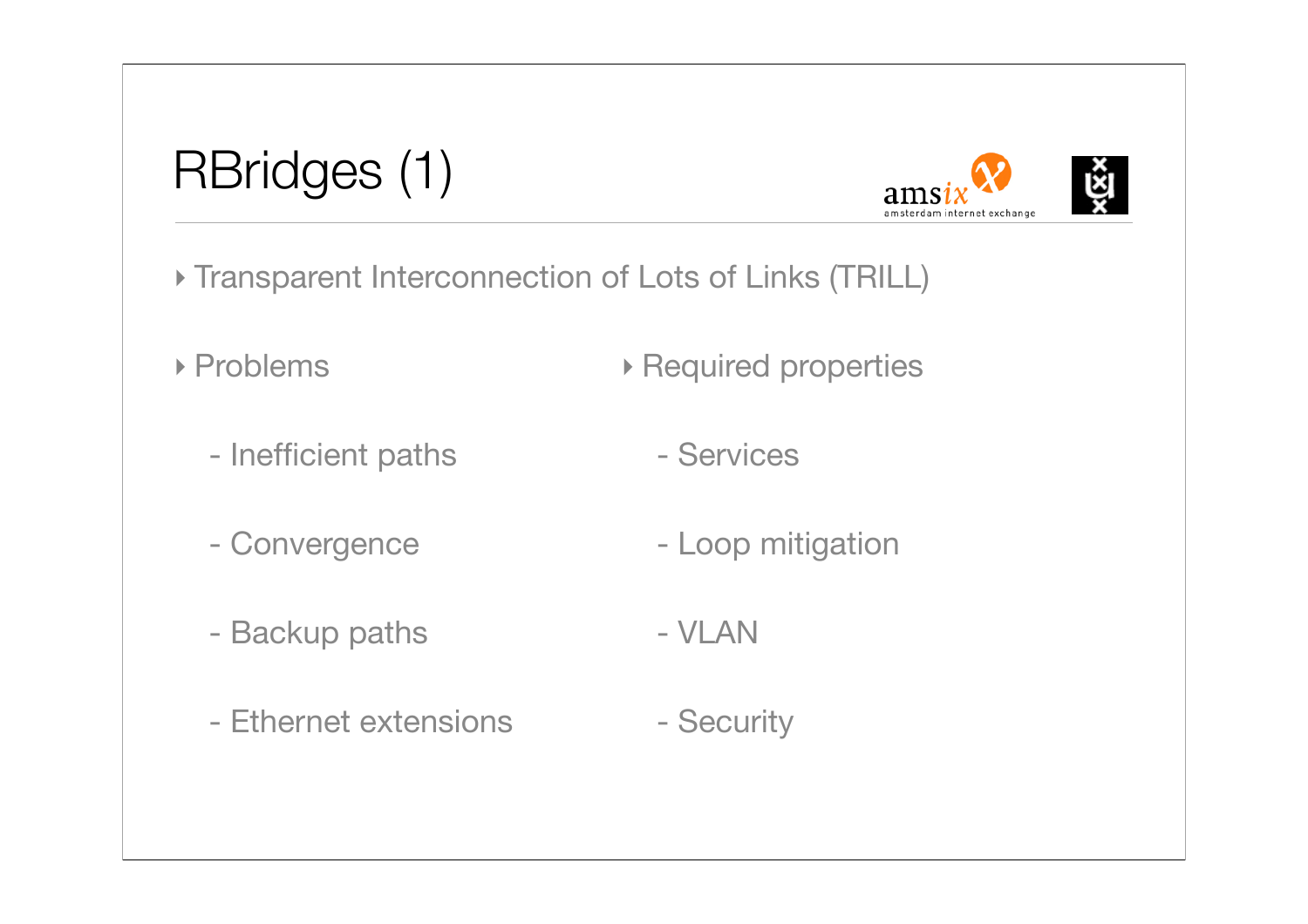# RBridges (1)

- Transparent Interconnection of Lots of Links (TRILL)

- Problems
  - Inefficient paths
  - Convergence
  - Backup paths
  - Ethernet extensions

- Required properties
  - Services
  - Loop mitigation
  - VLAN
  - Security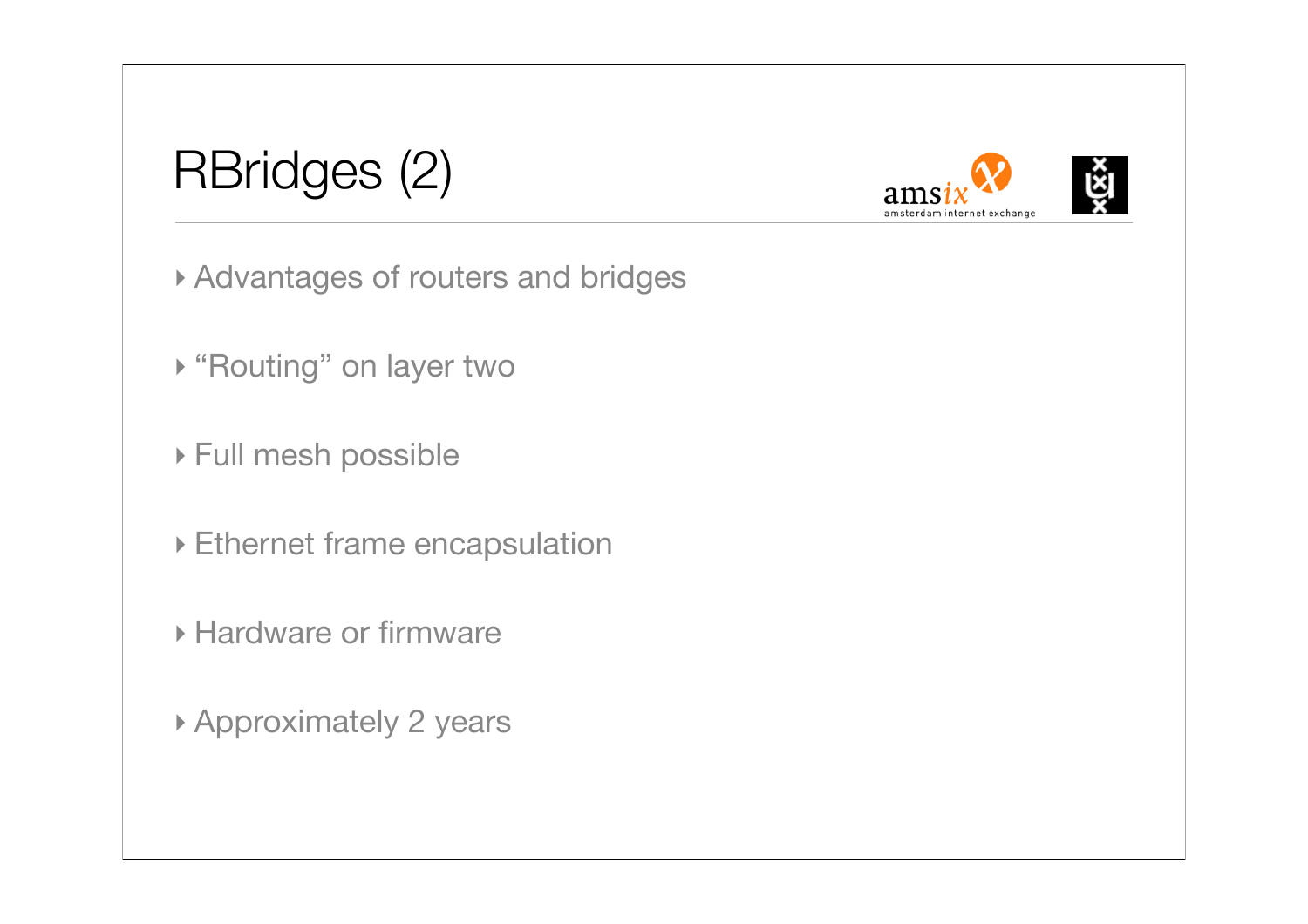# RBridges (2)

- Advantages of routers and bridges
- “Routing” on layer two
- Full mesh possible
- Ethernet frame encapsulation
- Hardware or firmware
- Approximately 2 years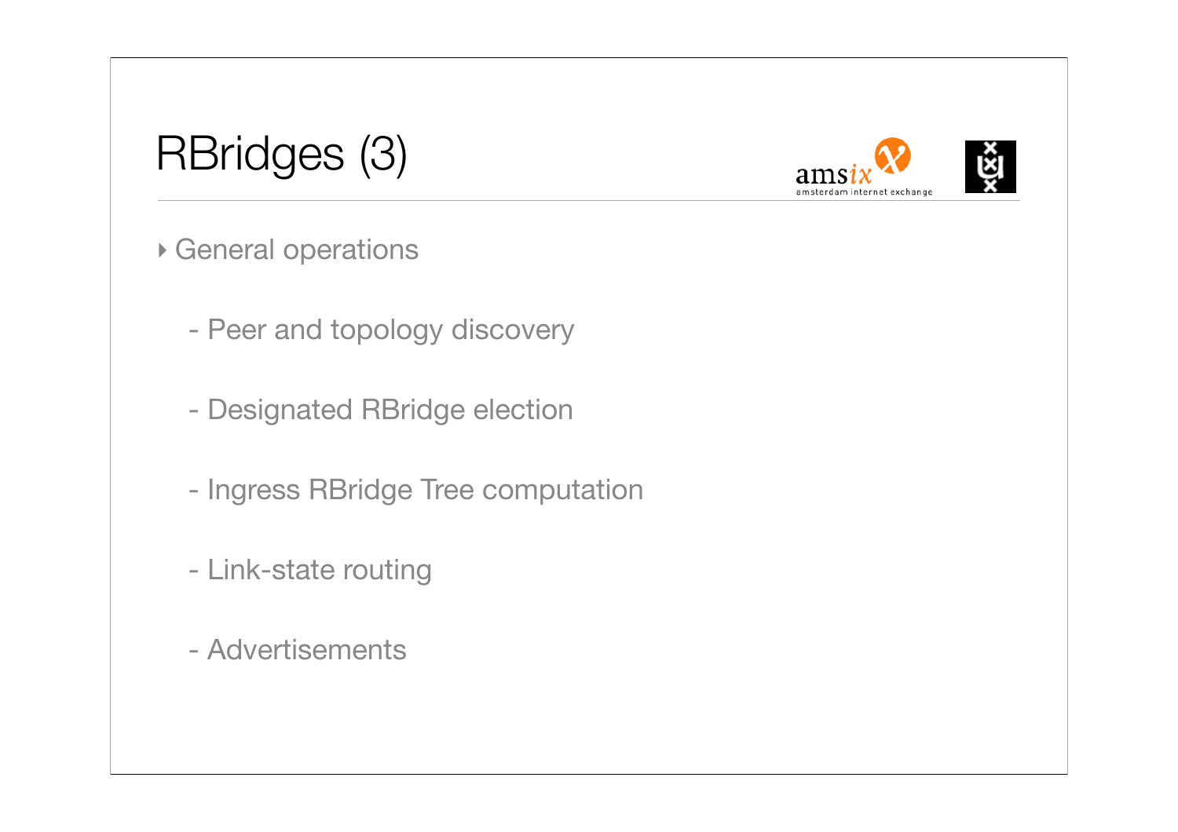# RBridges (3)

- General operations
  - Peer and topology discovery
  - Designated RBridge election
  - Ingress RBridge Tree computation
  - Link-state routing
  - Advertisements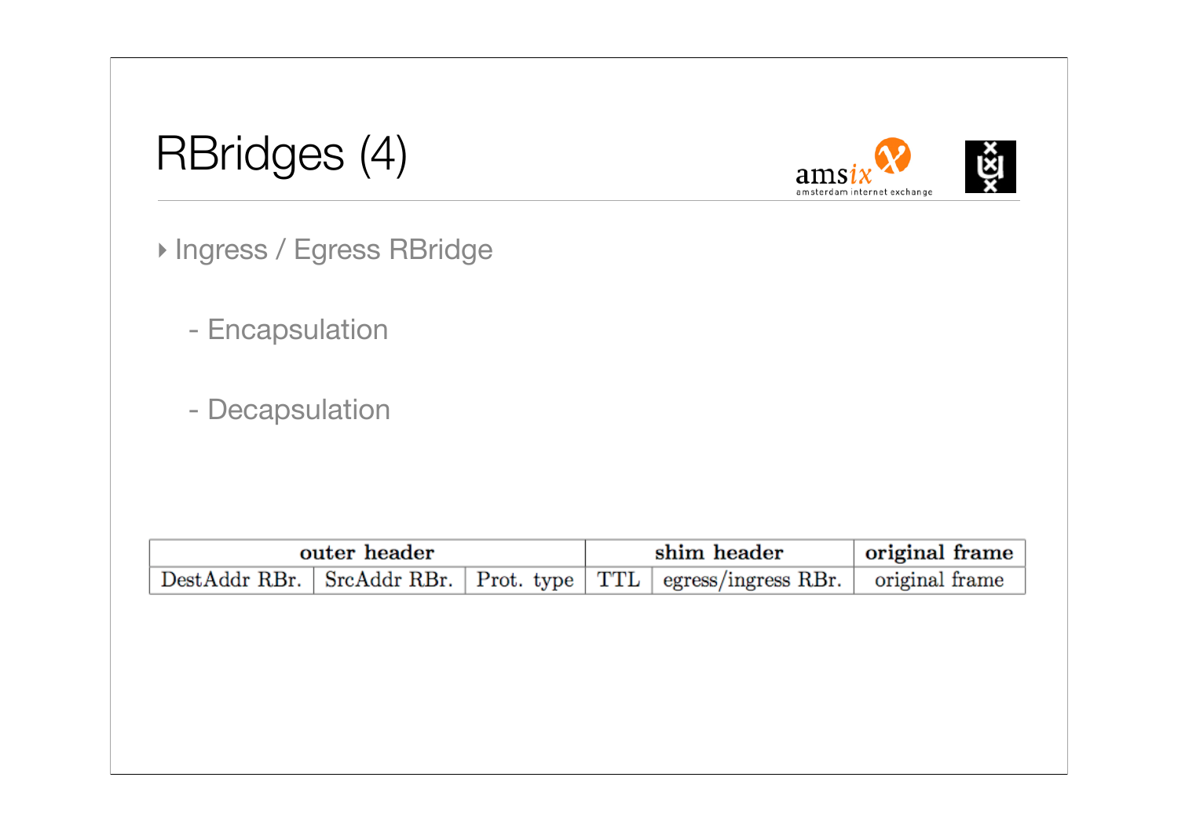# RBridges (4)

- Ingress / Egress RBridge
  - Encapsulation
  - Decapsulation

| outer header | | | shim header | | original frame |
|---|---|---|---|---|---|
| DestAddr RBr. | SrcAddr RBr. | Prot. type | TTL | egress/ingress RBr. | original frame |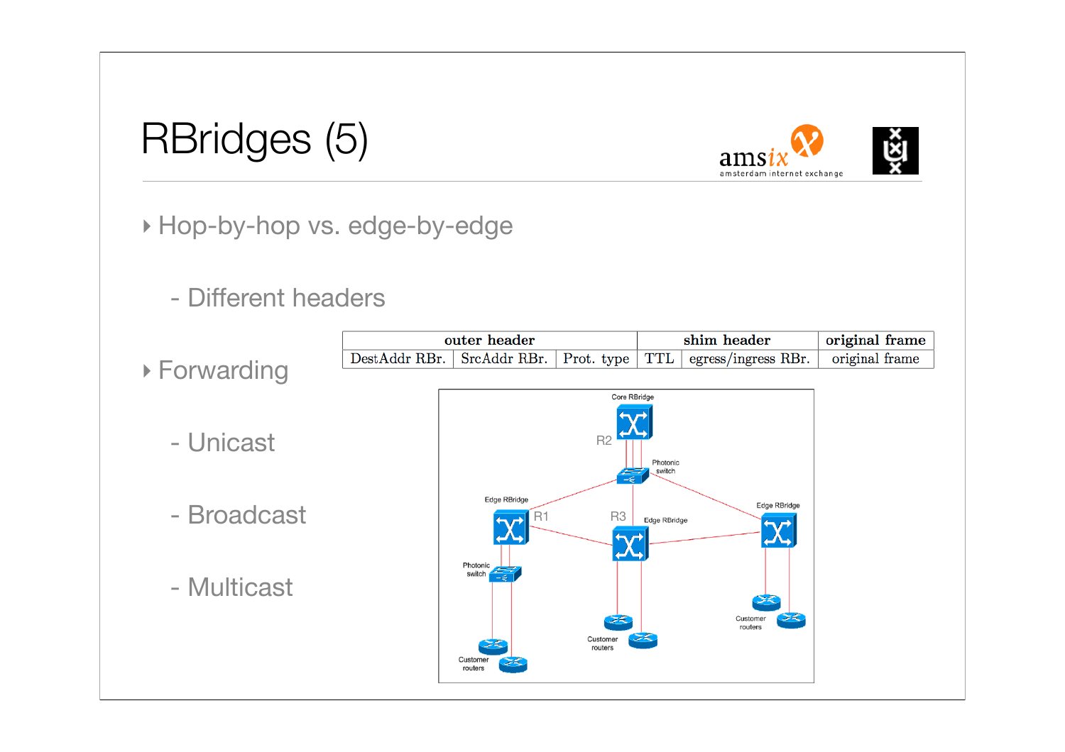# RBridges (5)

- Hop-by-hop vs. edge-by-edge
  - Different headers
- Forwarding
  - Unicast
  - Broadcast
  - Multicast

| outer header | | | shim header | | original frame |
|---|---|---|---|---|---|
| DestAddr RBr. | SrcAddr RBr. | Prot. type | TTL | egress/ingress RBr. | original frame |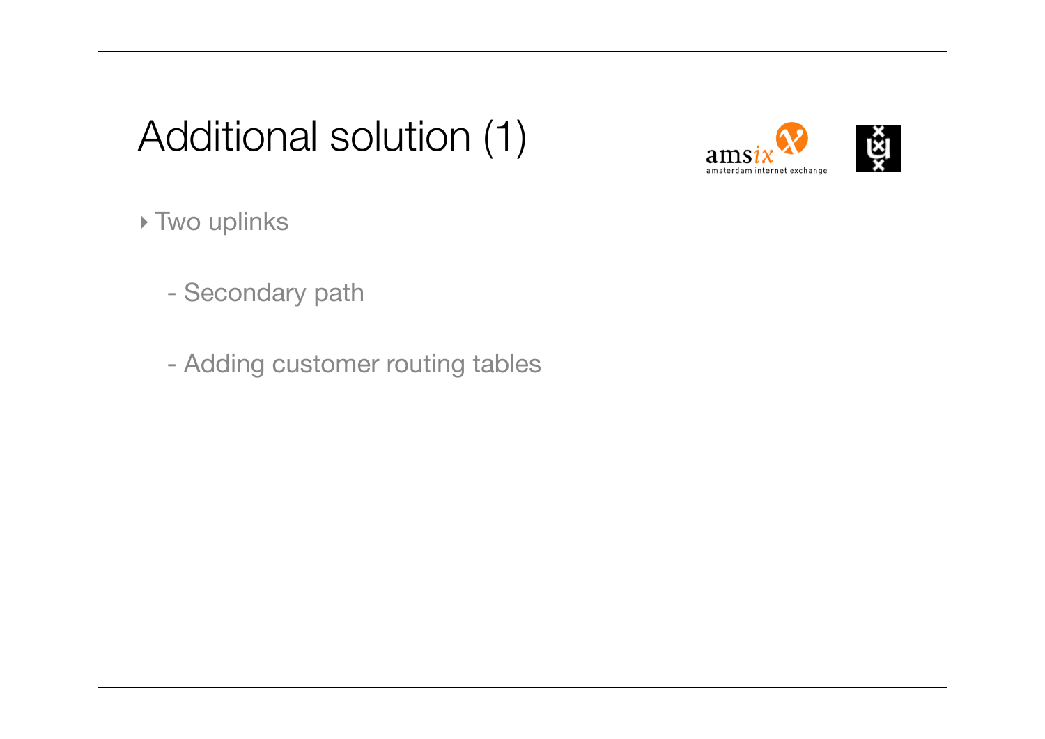# Additional solution (1)

- Two uplinks
  - Secondary path
  - Adding customer routing tables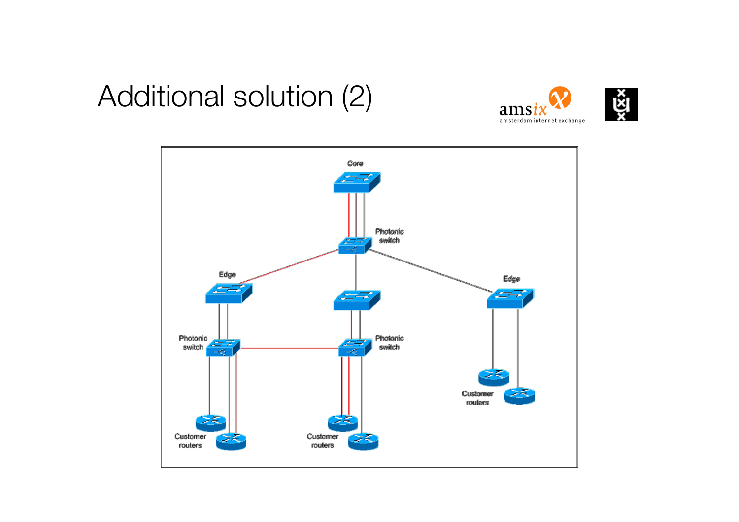# Additional solution (2)

Core

Photonic switch

Edge

Edge

Photonic switch

Photonic switch

Customer routers

Customer routers

Customer routers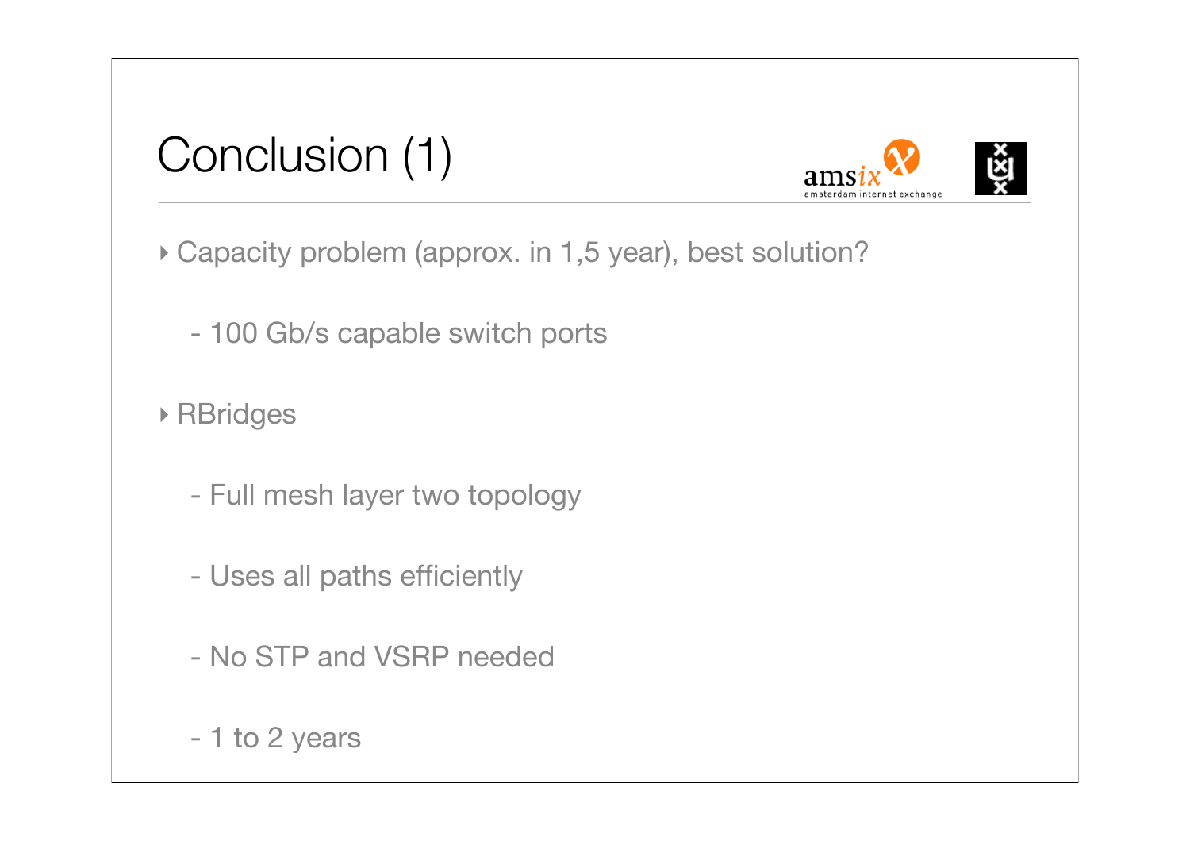# Conclusion (1)

- Capacity problem (approx. in 1,5 year), best solution?
  - 100 Gb/s capable switch ports
- RBridges
  - Full mesh layer two topology
  - Uses all paths efficiently
  - No STP and VSRP needed
  - 1 to 2 years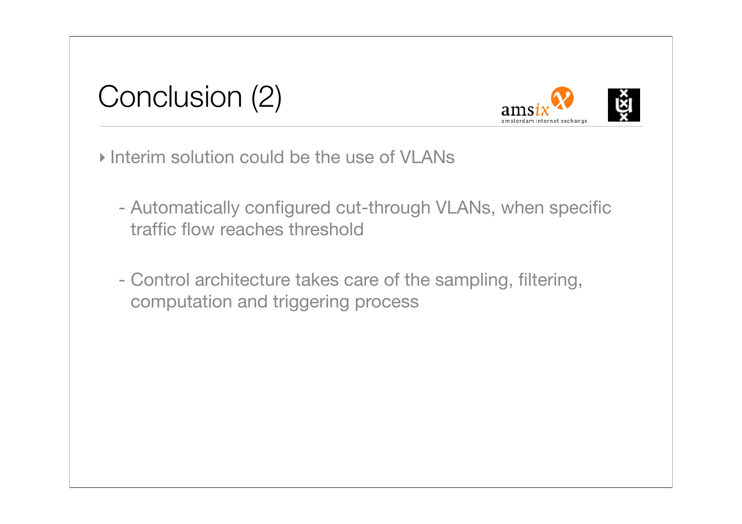# Conclusion (2)

- Interim solution could be the use of VLANs
  - Automatically configured cut-through VLANs, when specific traffic flow reaches threshold
  - Control architecture takes care of the sampling, filtering, computation and triggering process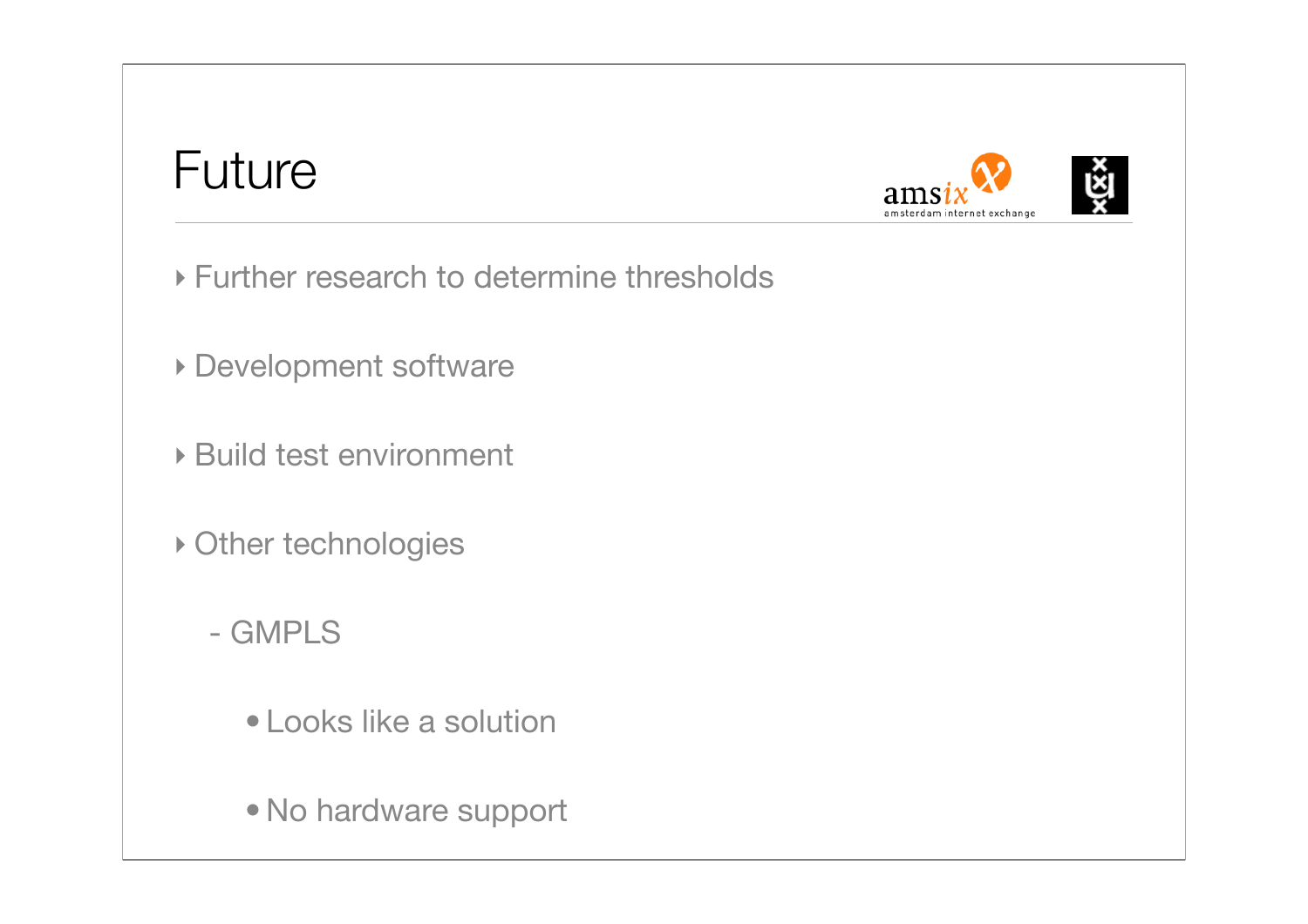# Future

- Further research to determine thresholds
- Development software
- Build test environment
- Other technologies
  - GMPLS
    - Looks like a solution
    - No hardware support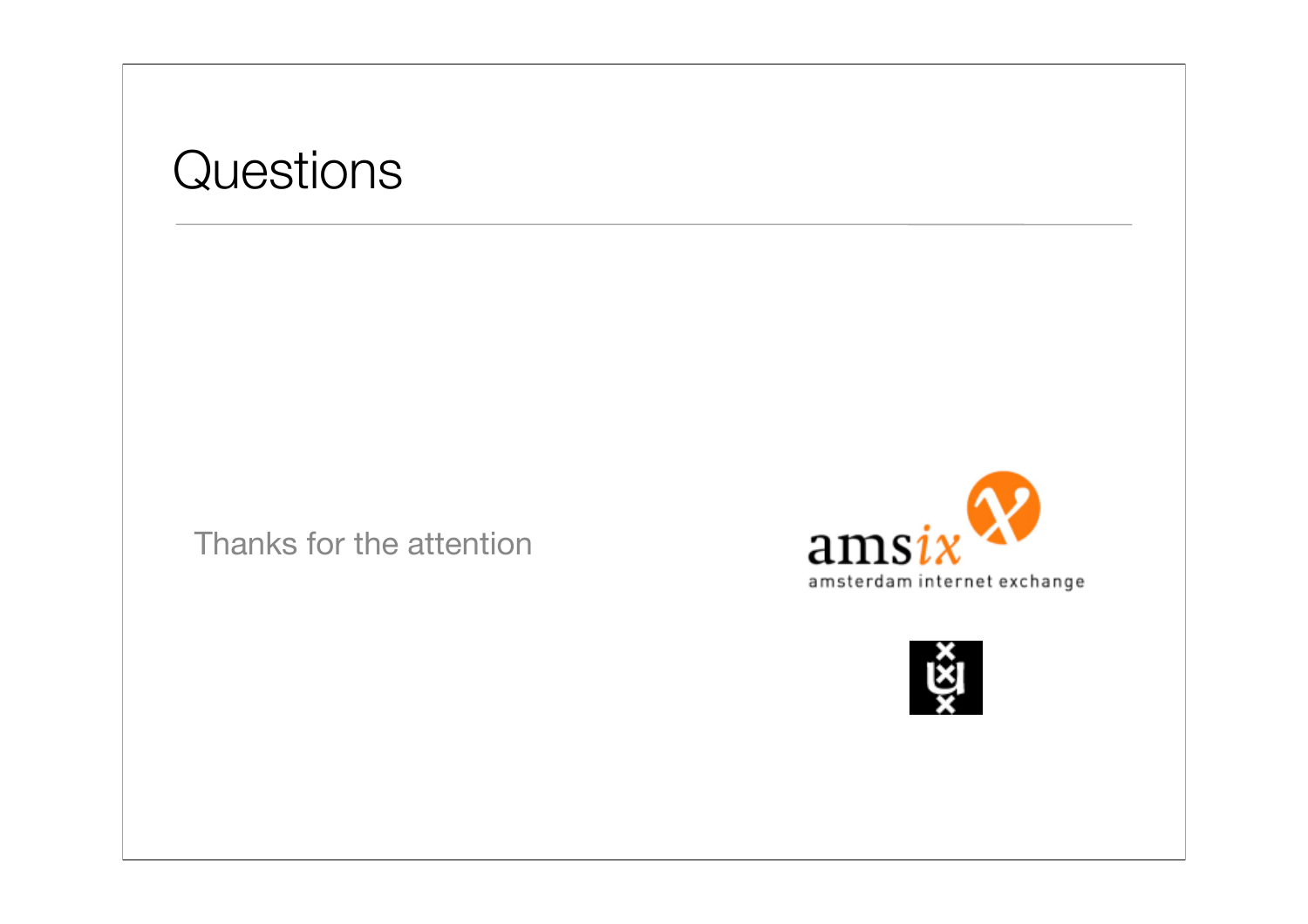# Questions

Thanks for the attention

amsix
amsterdam internet exchange